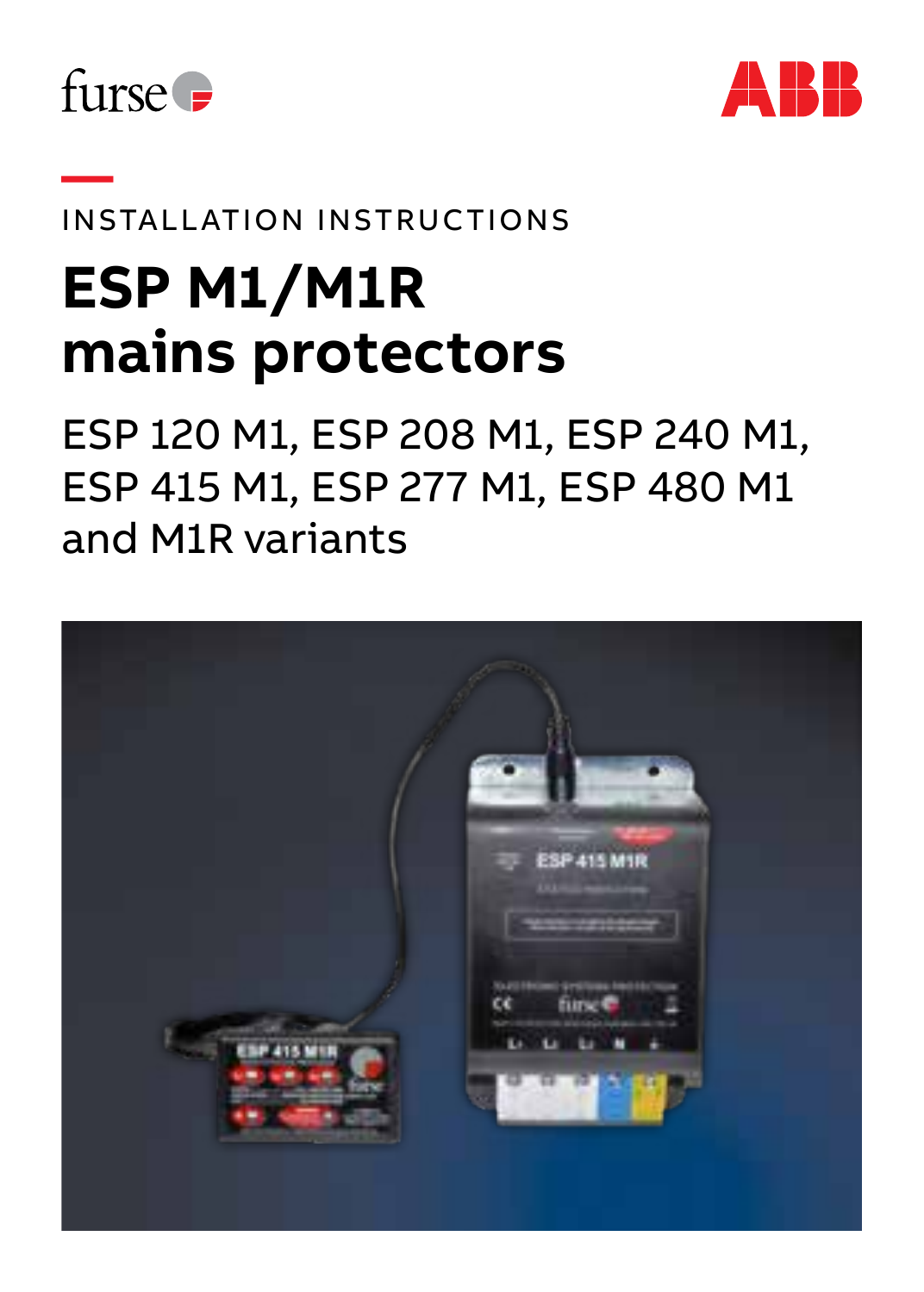furse

ABB

INSTALLATION INSTRUCTIONS

# ESP M1/M1R mains protectors

## ESP 120 M1, ESP 208 M1, ESP 240 M1, ESP 415 M1, ESP 277 M1, ESP 480 M1 and M1R variants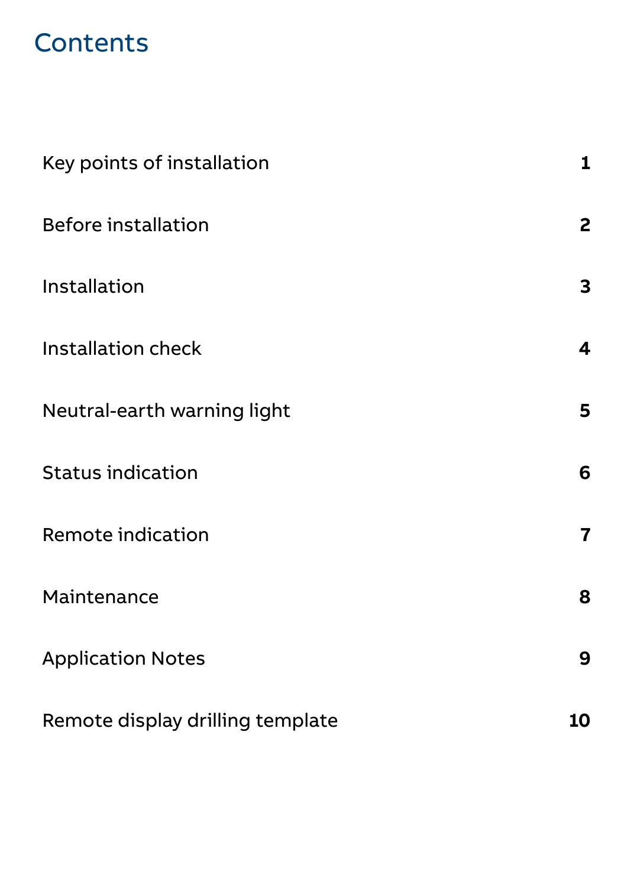# Contents

| | |
|---|---|
| Key points of installation | 1 |
| Before installation | 2 |
| Installation | 3 |
| Installation check | 4 |
| Neutral-earth warning light | 5 |
| Status indication | 6 |
| Remote indication | 7 |
| Maintenance | 8 |
| Application Notes | 9 |
| Remote display drilling template | 10 |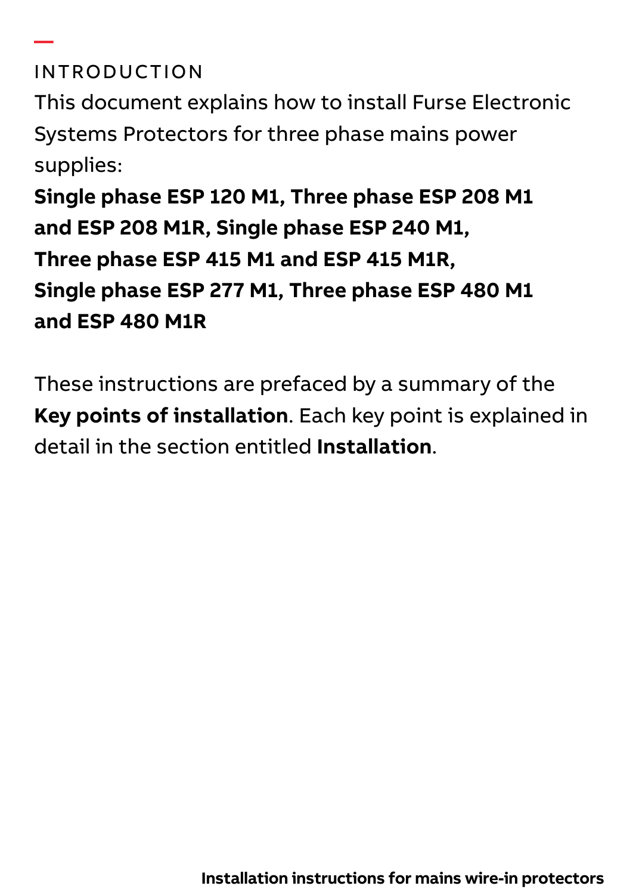## INTRODUCTION

This document explains how to install Furse Electronic Systems Protectors for three phase mains power supplies:

**Single phase ESP 120 M1, Three phase ESP 208 M1 and ESP 208 M1R, Single phase ESP 240 M1, Three phase ESP 415 M1 and ESP 415 M1R, Single phase ESP 277 M1, Three phase ESP 480 M1 and ESP 480 M1R**

These instructions are prefaced by a summary of the **Key points of installation**. Each key point is explained in detail in the section entitled **Installation**.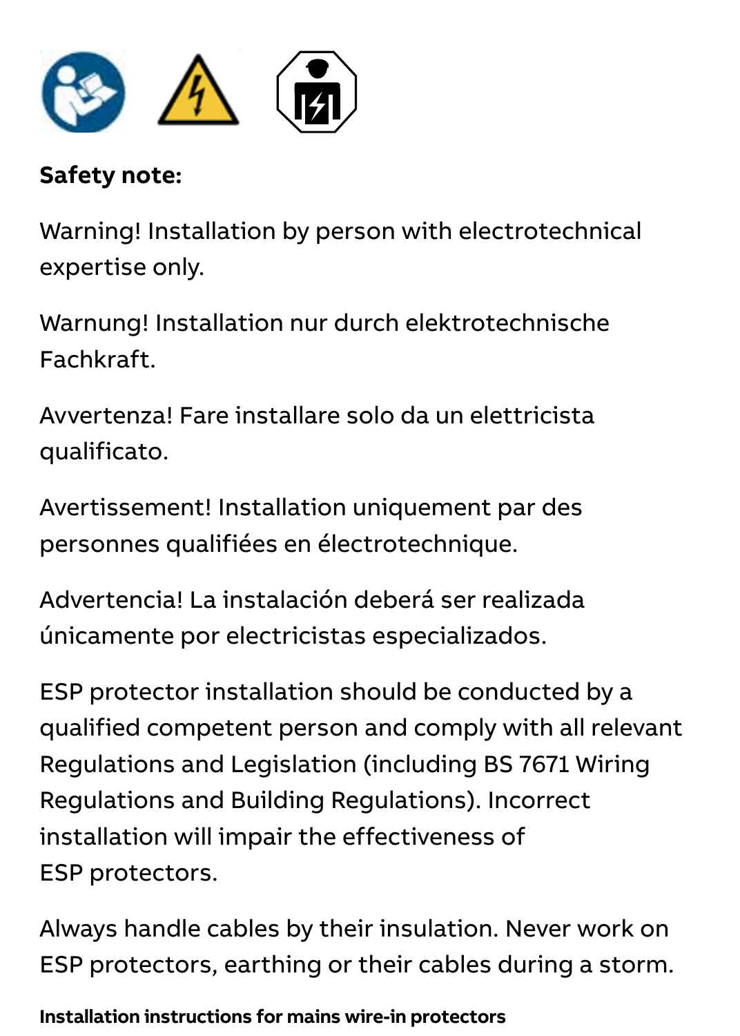**Safety note:**

Warning! Installation by person with electrotechnical expertise only.

Warnung! Installation nur durch elektrotechnische Fachkraft.

Avvertenza! Fare installare solo da un elettricista qualificato.

Avertissement! Installation uniquement par des personnes qualifiées en électrotechnique.

Advertencia! La instalación deberá ser realizada únicamente por electricistas especializados.

ESP protector installation should be conducted by a qualified competent person and comply with all relevant Regulations and Legislation (including BS 7671 Wiring Regulations and Building Regulations). Incorrect installation will impair the effectiveness of ESP protectors.

Always handle cables by their insulation. Never work on ESP protectors, earthing or their cables during a storm.

**Installation instructions for mains wire-in protectors**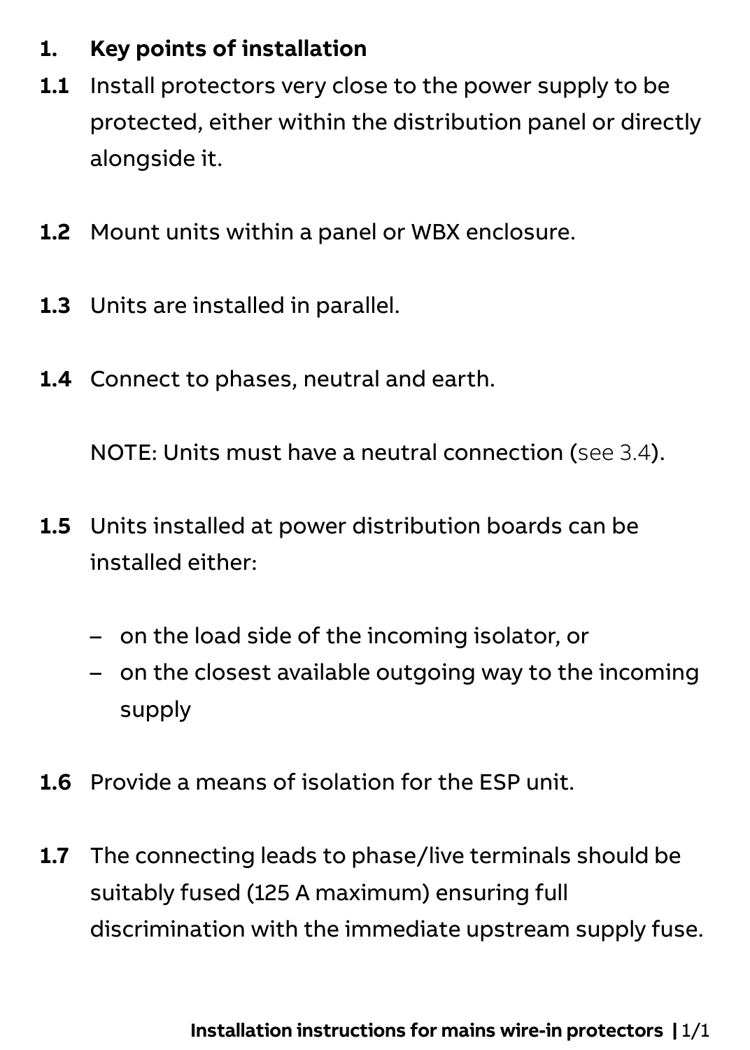## 1. Key points of installation

**1.1** Install protectors very close to the power supply to be protected, either within the distribution panel or directly alongside it.

**1.2** Mount units within a panel or WBX enclosure.

**1.3** Units are installed in parallel.

**1.4** Connect to phases, neutral and earth.

NOTE: Units must have a neutral connection (see 3.4).

**1.5** Units installed at power distribution boards can be installed either:

- on the load side of the incoming isolator, or
- on the closest available outgoing way to the incoming supply

**1.6** Provide a means of isolation for the ESP unit.

**1.7** The connecting leads to phase/live terminals should be suitably fused (125 A maximum) ensuring full discrimination with the immediate upstream supply fuse.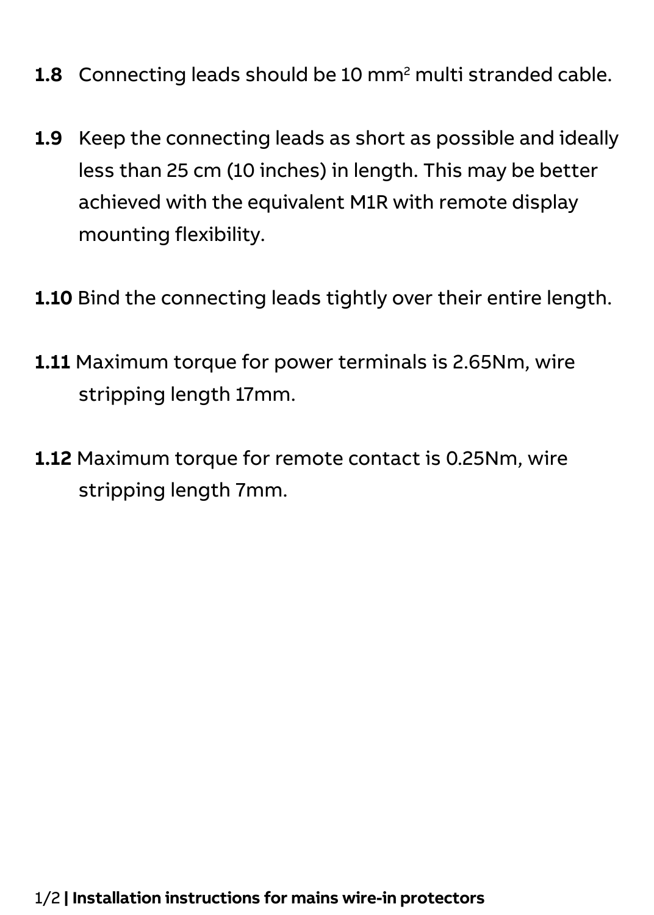**1.8** Connecting leads should be 10 $mm^2$ multi stranded cable.

**1.9** Keep the connecting leads as short as possible and ideally less than 25 cm (10 inches) in length. This may be better achieved with the equivalent M1R with remote display mounting flexibility.

**1.10** Bind the connecting leads tightly over their entire length.

**1.11** Maximum torque for power terminals is 2.65Nm, wire stripping length 17mm.

**1.12** Maximum torque for remote contact is 0.25Nm, wire stripping length 7mm.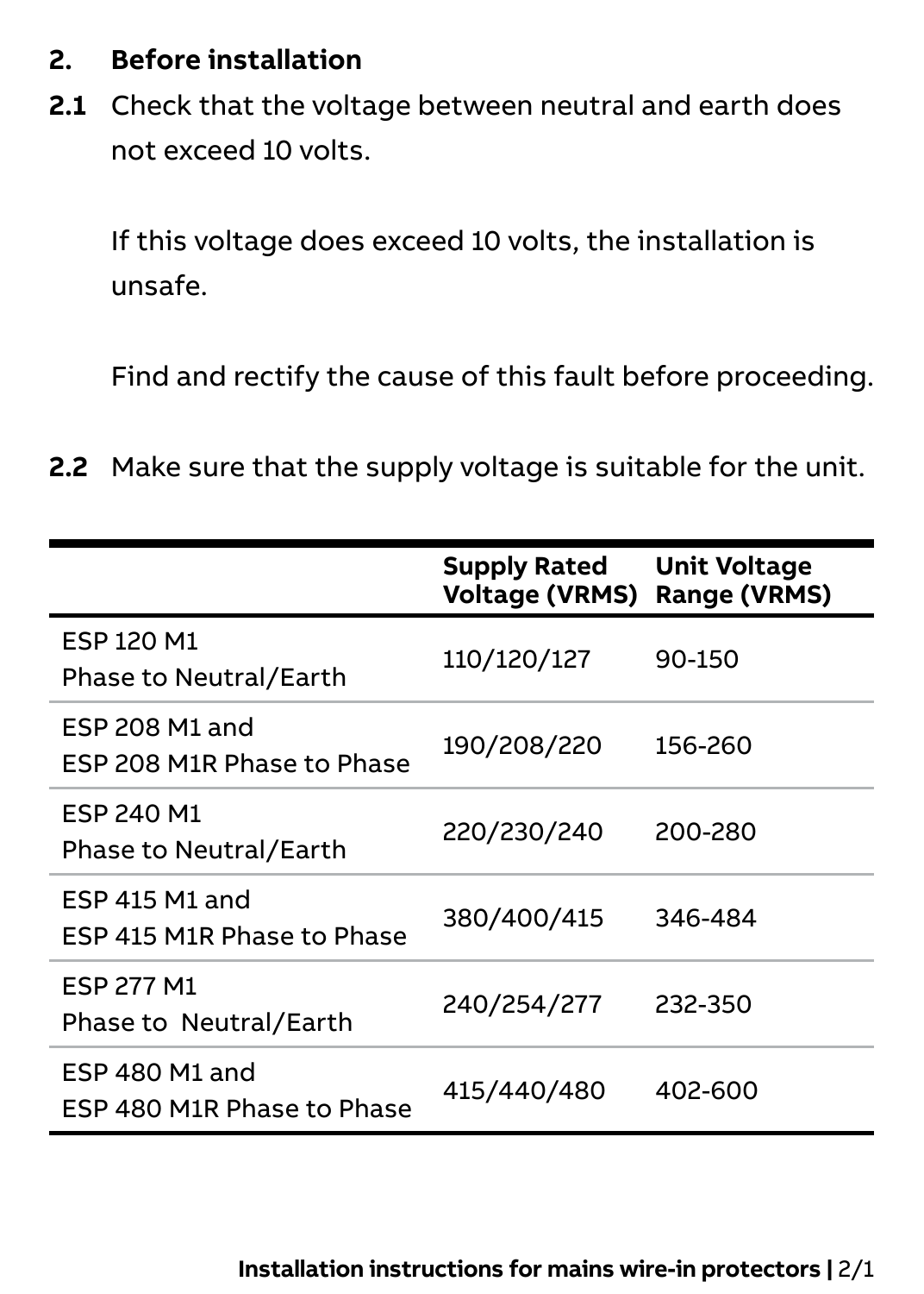## 2. Before installation

**2.1** Check that the voltage between neutral and earth does not exceed 10 volts.

If this voltage does exceed 10 volts, the installation is unsafe.

Find and rectify the cause of this fault before proceeding.

**2.2** Make sure that the supply voltage is suitable for the unit.

| | Supply Rated Voltage (VRMS) | Unit Voltage Range (VRMS) |
|---|---|---|
| ESP 120 M1 Phase to Neutral/Earth | 110/120/127 | 90-150 |
| ESP 208 M1 and ESP 208 M1R Phase to Phase | 190/208/220 | 156-260 |
| ESP 240 M1 Phase to Neutral/Earth | 220/230/240 | 200-280 |
| ESP 415 M1 and ESP 415 M1R Phase to Phase | 380/400/415 | 346-484 |
| ESP 277 M1 Phase to Neutral/Earth | 240/254/277 | 232-350 |
| ESP 480 M1 and ESP 480 M1R Phase to Phase | 415/440/480 | 402-600 |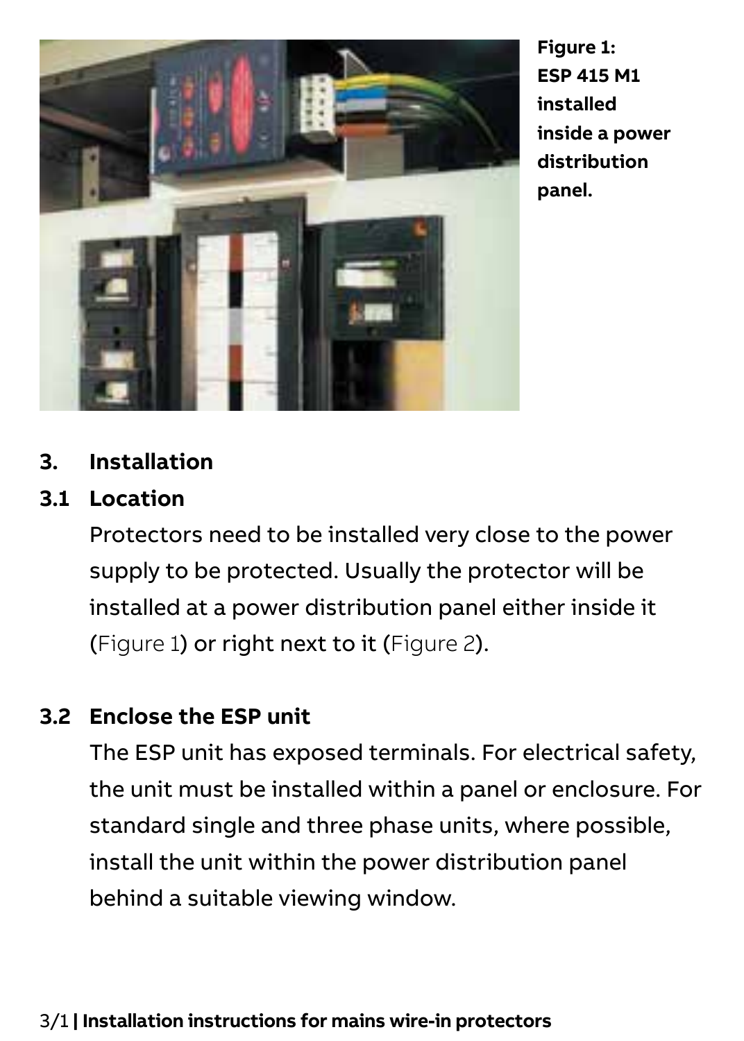Figure 1: ESP 415 M1 installed inside a power distribution panel.

## 3. Installation

### 3.1 Location

Protectors need to be installed very close to the power supply to be protected. Usually the protector will be installed at a power distribution panel either inside it (Figure 1) or right next to it (Figure 2).

### 3.2 Enclose the ESP unit

The ESP unit has exposed terminals. For electrical safety, the unit must be installed within a panel or enclosure. For standard single and three phase units, where possible, install the unit within the power distribution panel behind a suitable viewing window.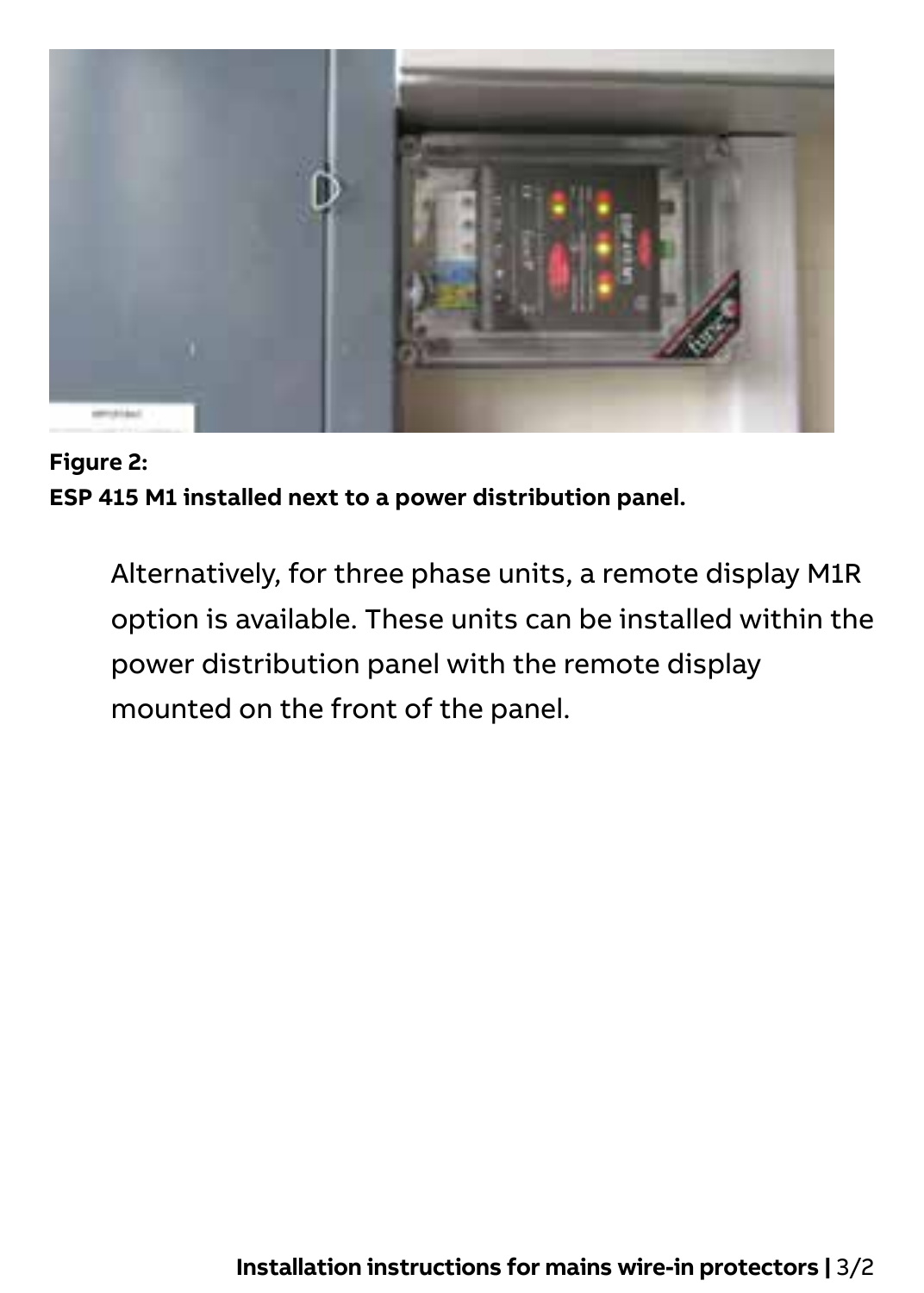**Figure 2:**
**ESP 415 M1 installed next to a power distribution panel.**

Alternatively, for three phase units, a remote display M1R option is available. These units can be installed within the power distribution panel with the remote display mounted on the front of the panel.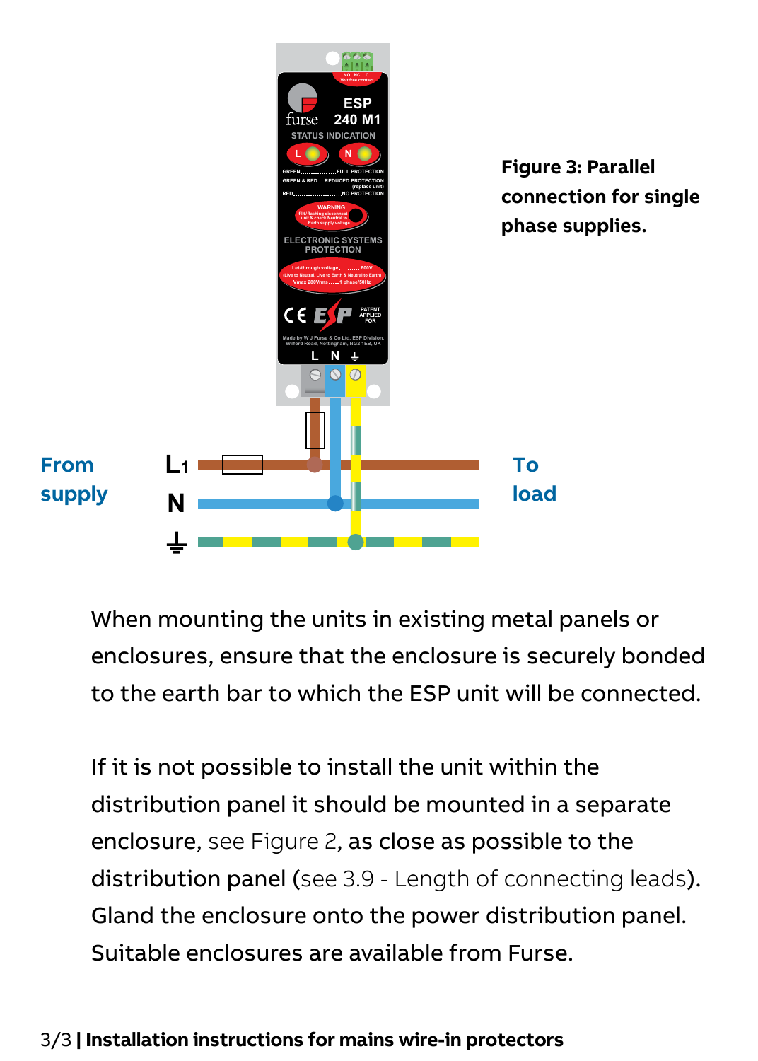**Figure 3: Parallel connection for single phase supplies.**

When mounting the units in existing metal panels or enclosures, ensure that the enclosure is securely bonded to the earth bar to which the ESP unit will be connected.

If it is not possible to install the unit within the distribution panel it should be mounted in a separate enclosure, see Figure 2, as close as possible to the distribution panel (see 3.9 - Length of connecting leads). Gland the enclosure onto the power distribution panel. Suitable enclosures are available from Furse.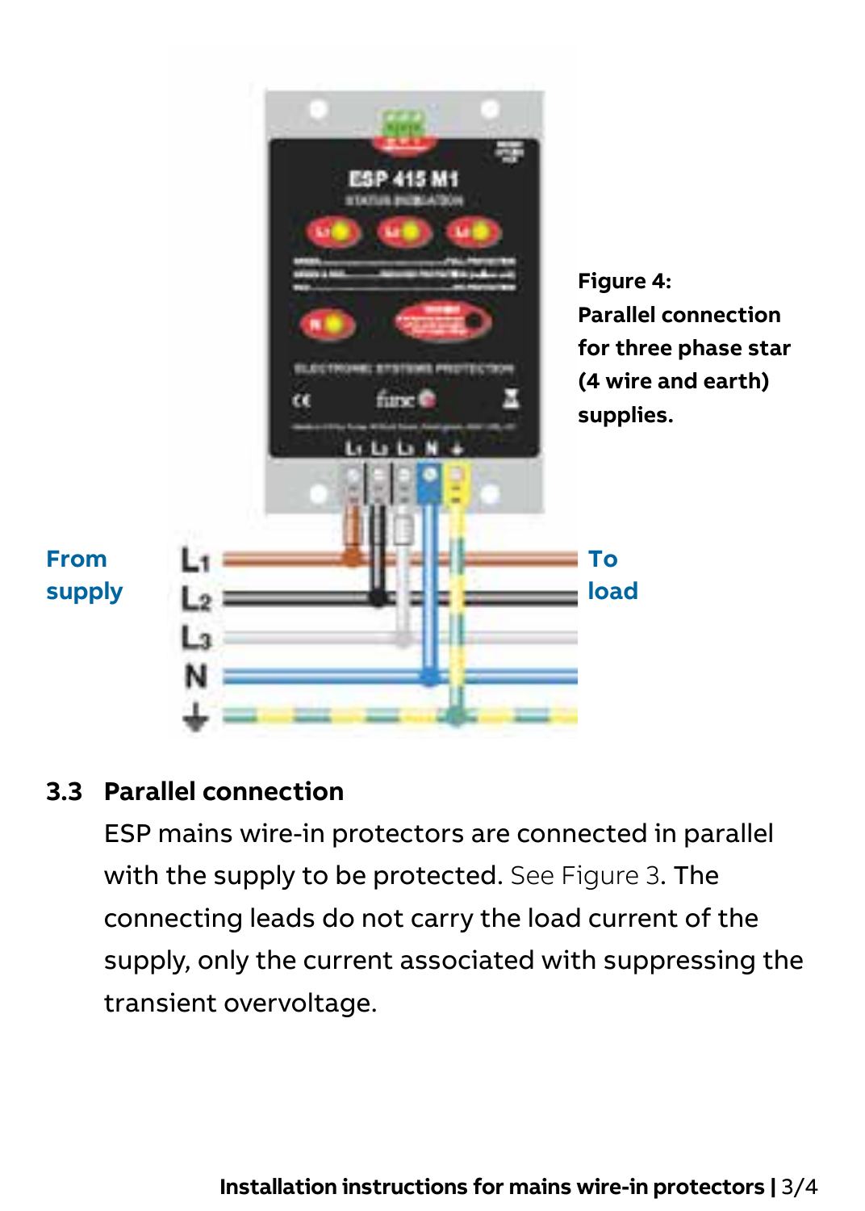Figure 4:
Parallel connection for three phase star (4 wire and earth) supplies.

### 3.3 Parallel connection

ESP mains wire-in protectors are connected in parallel with the supply to be protected. See Figure 3. The connecting leads do not carry the load current of the supply, only the current associated with suppressing the transient overvoltage.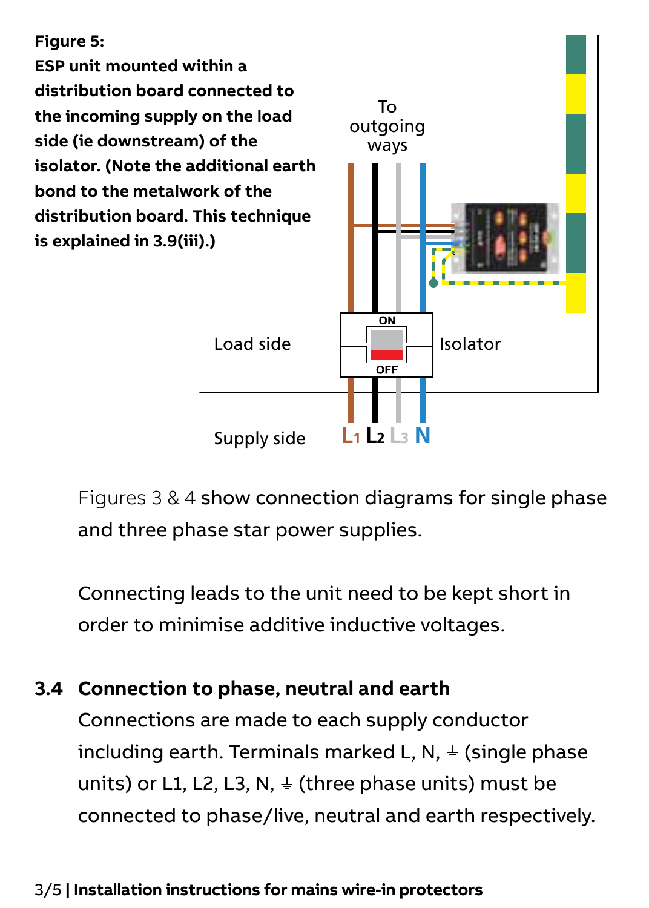**Figure 5:**
**ESP unit mounted within a distribution board connected to the incoming supply on the load side (ie downstream) of the isolator. (Note the additional earth bond to the metalwork of the distribution board. This technique is explained in 3.9(iii).)**

To outgoing ways

Load side

Isolator

ON

OFF

Supply side

L1 L2 L3 N

Figures 3 & 4 show connection diagrams for single phase and three phase star power supplies.

Connecting leads to the unit need to be kept short in order to minimise additive inductive voltages.

## 3.4 Connection to phase, neutral and earth

Connections are made to each supply conductor including earth. Terminals marked L, N, ⏚ (single phase units) or L1, L2, L3, N, ⏚ (three phase units) must be connected to phase/live, neutral and earth respectively.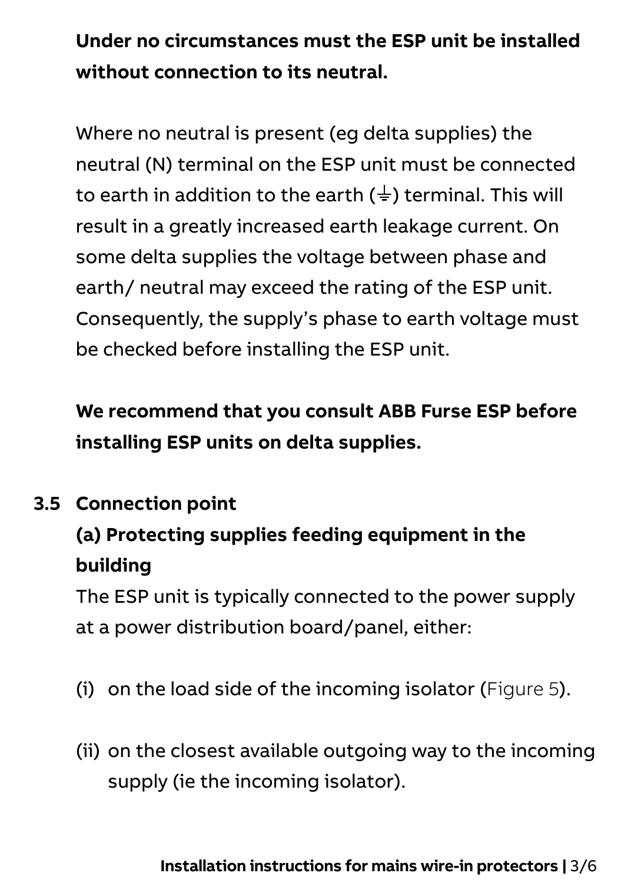**Under no circumstances must the ESP unit be installed without connection to its neutral.**

Where no neutral is present (eg delta supplies) the neutral (N) terminal on the ESP unit must be connected to earth in addition to the earth (⏚) terminal. This will result in a greatly increased earth leakage current. On some delta supplies the voltage between phase and earth/ neutral may exceed the rating of the ESP unit. Consequently, the supply's phase to earth voltage must be checked before installing the ESP unit.

**We recommend that you consult ABB Furse ESP before installing ESP units on delta supplies.**

### 3.5 Connection point

#### (a) Protecting supplies feeding equipment in the building

The ESP unit is typically connected to the power supply at a power distribution board/panel, either:

(i) on the load side of the incoming isolator (Figure 5).

(ii) on the closest available outgoing way to the incoming supply (ie the incoming isolator).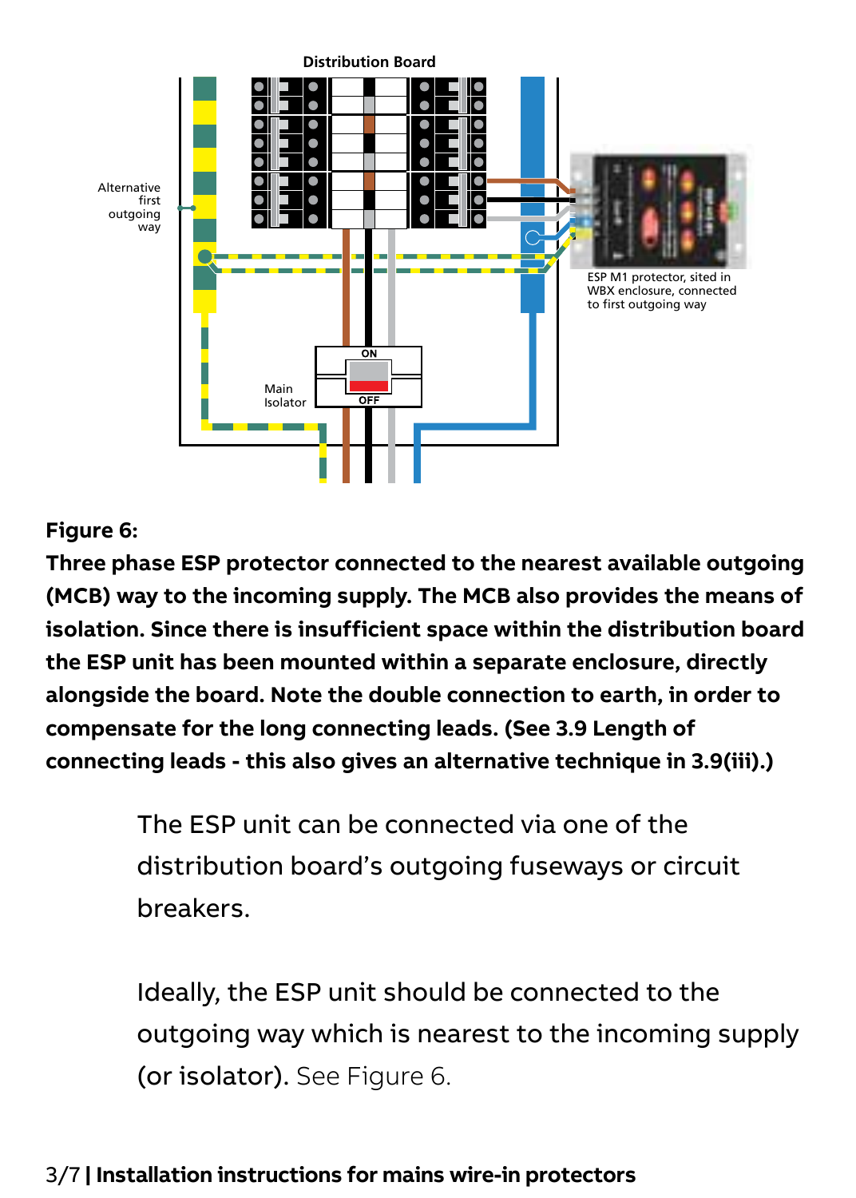**Figure 6:**
**Three phase ESP protector connected to the nearest available outgoing (MCB) way to the incoming supply. The MCB also provides the means of isolation. Since there is insufficient space within the distribution board the ESP unit has been mounted within a separate enclosure, directly alongside the board. Note the double connection to earth, in order to compensate for the long connecting leads. (See 3.9 Length of connecting leads - this also gives an alternative technique in 3.9(iii).)**

The ESP unit can be connected via one of the distribution board's outgoing fuseways or circuit breakers.

Ideally, the ESP unit should be connected to the outgoing way which is nearest to the incoming supply (or isolator). See Figure 6.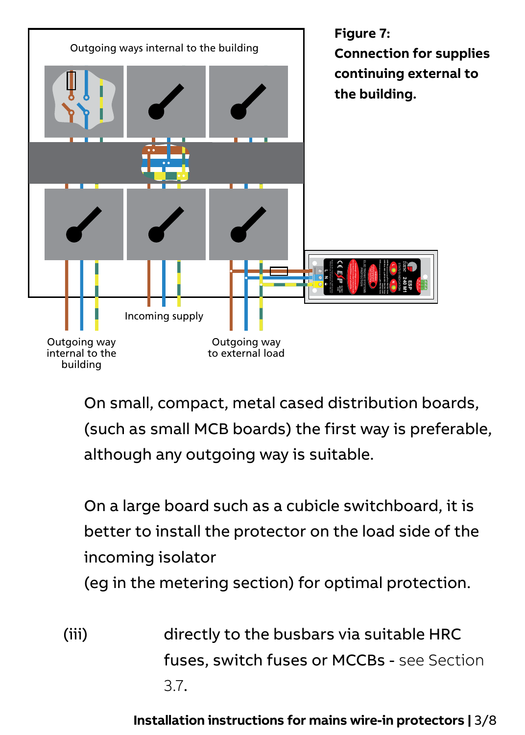**Figure 7: Connection for supplies continuing external to the building.**

On small, compact, metal cased distribution boards, (such as small MCB boards) the first way is preferable, although any outgoing way is suitable.

On a large board such as a cubicle switchboard, it is better to install the protector on the load side of the incoming isolator (eg in the metering section) for optimal protection.

(iii) directly to the busbars via suitable HRC fuses, switch fuses or MCCBs - see Section 3.7.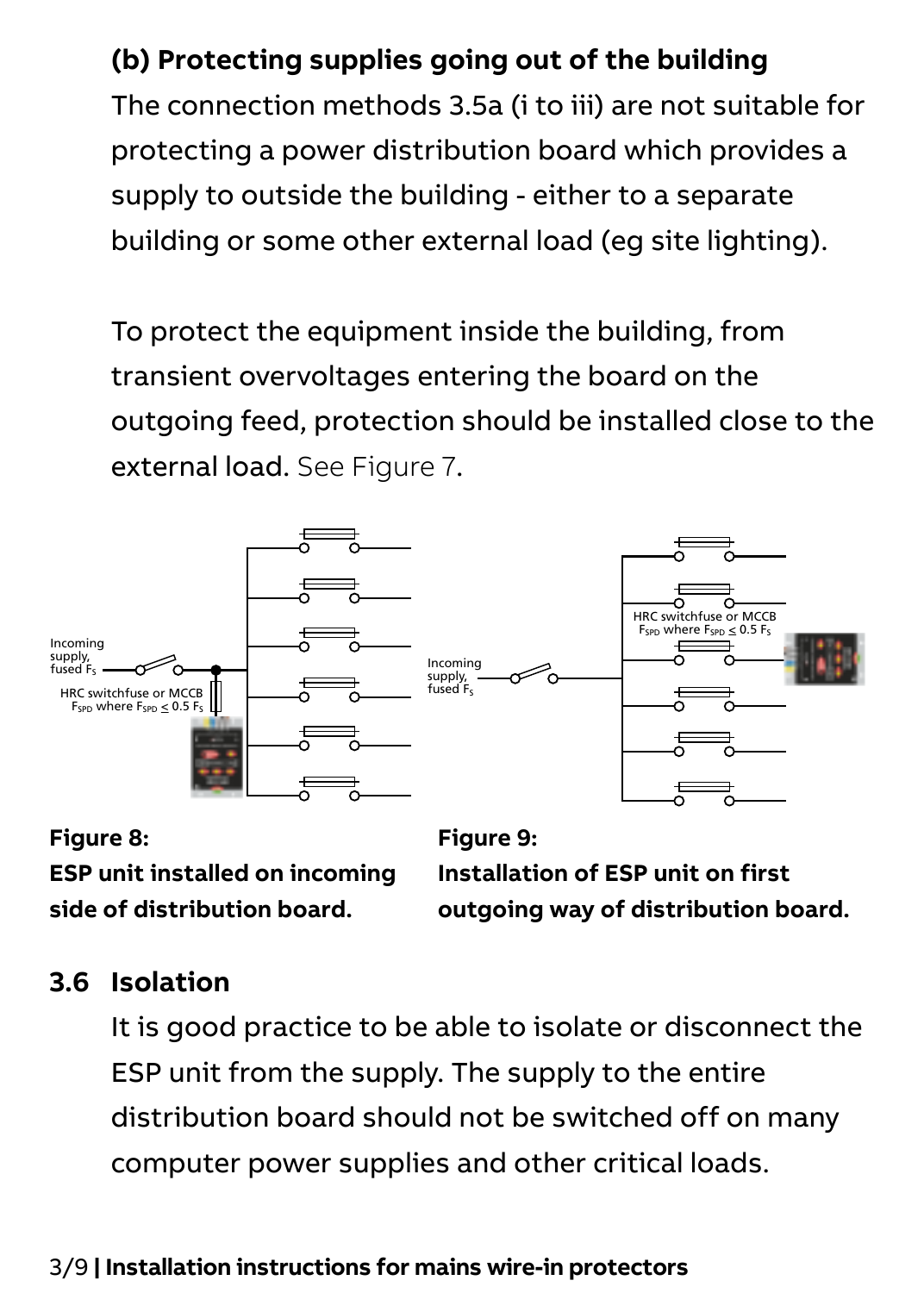**(b) Protecting supplies going out of the building**

The connection methods 3.5a (i to iii) are not suitable for protecting a power distribution board which provides a supply to outside the building - either to a separate building or some other external load (eg site lighting).

To protect the equipment inside the building, from transient overvoltages entering the board on the outgoing feed, protection should be installed close to the external load. See Figure 7.

Incoming supply, fused $F_S$

HRC switchfuse or MCCB $F_{SPD}$ where $F_{SPD} \leq 0.5\ F_S$

**Figure 8:**
**ESP unit installed on incoming side of distribution board.**

Incoming supply, fused $F_S$

HRC switchfuse or MCCB $F_{SPD}$ where $F_{SPD} \leq 0.5\ F_S$

**Figure 9:**
**Installation of ESP unit on first outgoing way of distribution board.**

## 3.6 Isolation

It is good practice to be able to isolate or disconnect the ESP unit from the supply. The supply to the entire distribution board should not be switched off on many computer power supplies and other critical loads.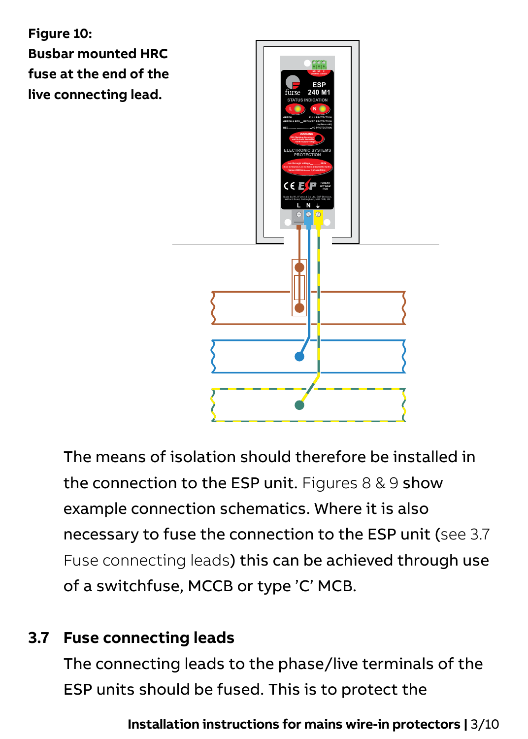**Figure 10: Busbar mounted HRC fuse at the end of the live connecting lead.**

The means of isolation should therefore be installed in the connection to the ESP unit. Figures 8 & 9 show example connection schematics. Where it is also necessary to fuse the connection to the ESP unit (see 3.7 Fuse connecting leads) this can be achieved through use of a switchfuse, MCCB or type 'C' MCB.

## 3.7 Fuse connecting leads

The connecting leads to the phase/live terminals of the ESP units should be fused. This is to protect the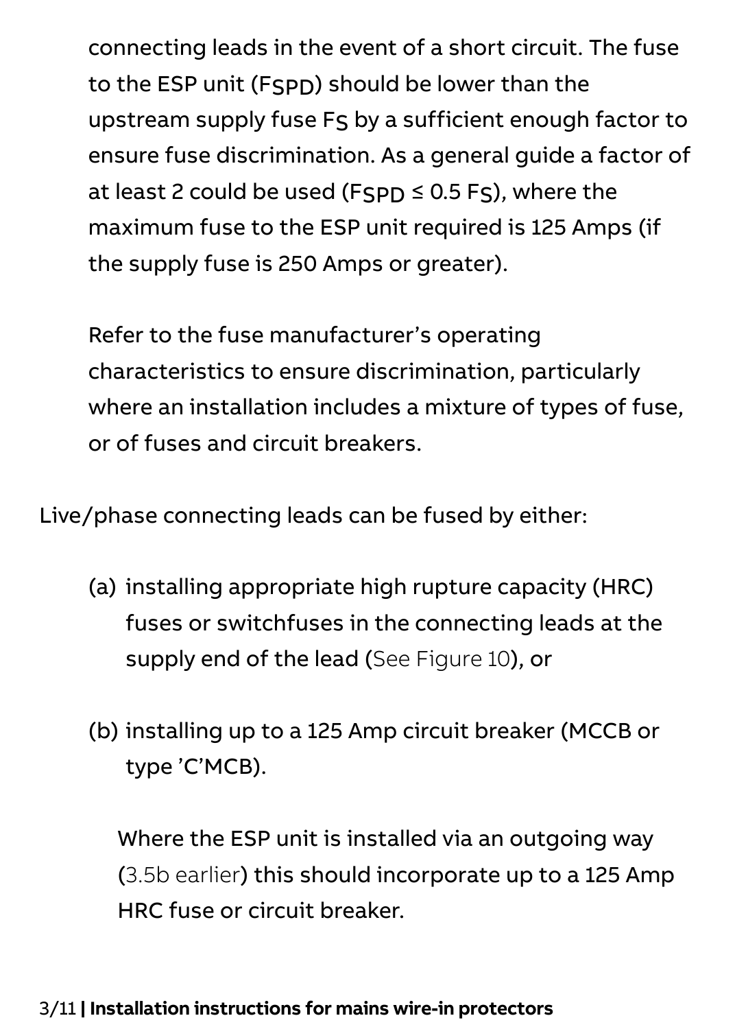connecting leads in the event of a short circuit. The fuse to the ESP unit ($F_{SPD}$) should be lower than the upstream supply fuse $F_S$ by a sufficient enough factor to ensure fuse discrimination. As a general guide a factor of at least 2 could be used ($F_{SPD} \leq 0.5\ F_S$), where the maximum fuse to the ESP unit required is 125 Amps (if the supply fuse is 250 Amps or greater).

Refer to the fuse manufacturer's operating characteristics to ensure discrimination, particularly where an installation includes a mixture of types of fuse, or of fuses and circuit breakers.

Live/phase connecting leads can be fused by either:

(a) installing appropriate high rupture capacity (HRC) fuses or switchfuses in the connecting leads at the supply end of the lead (See Figure 10), or

(b) installing up to a 125 Amp circuit breaker (MCCB or type 'C'MCB).

Where the ESP unit is installed via an outgoing way (3.5b earlier) this should incorporate up to a 125 Amp HRC fuse or circuit breaker.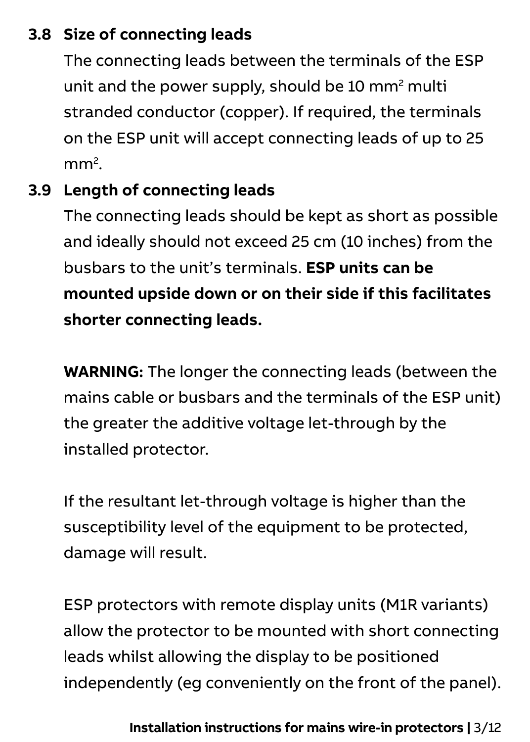### 3.8 Size of connecting leads

The connecting leads between the terminals of the ESP unit and the power supply, should be 10 $mm^2$ multi stranded conductor (copper). If required, the terminals on the ESP unit will accept connecting leads of up to 25 $mm^2$.

### 3.9 Length of connecting leads

The connecting leads should be kept as short as possible and ideally should not exceed 25 cm (10 inches) from the busbars to the unit's terminals. **ESP units can be mounted upside down or on their side if this facilitates shorter connecting leads.**

**WARNING:** The longer the connecting leads (between the mains cable or busbars and the terminals of the ESP unit) the greater the additive voltage let-through by the installed protector.

If the resultant let-through voltage is higher than the susceptibility level of the equipment to be protected, damage will result.

ESP protectors with remote display units (M1R variants) allow the protector to be mounted with short connecting leads whilst allowing the display to be positioned independently (eg conveniently on the front of the panel).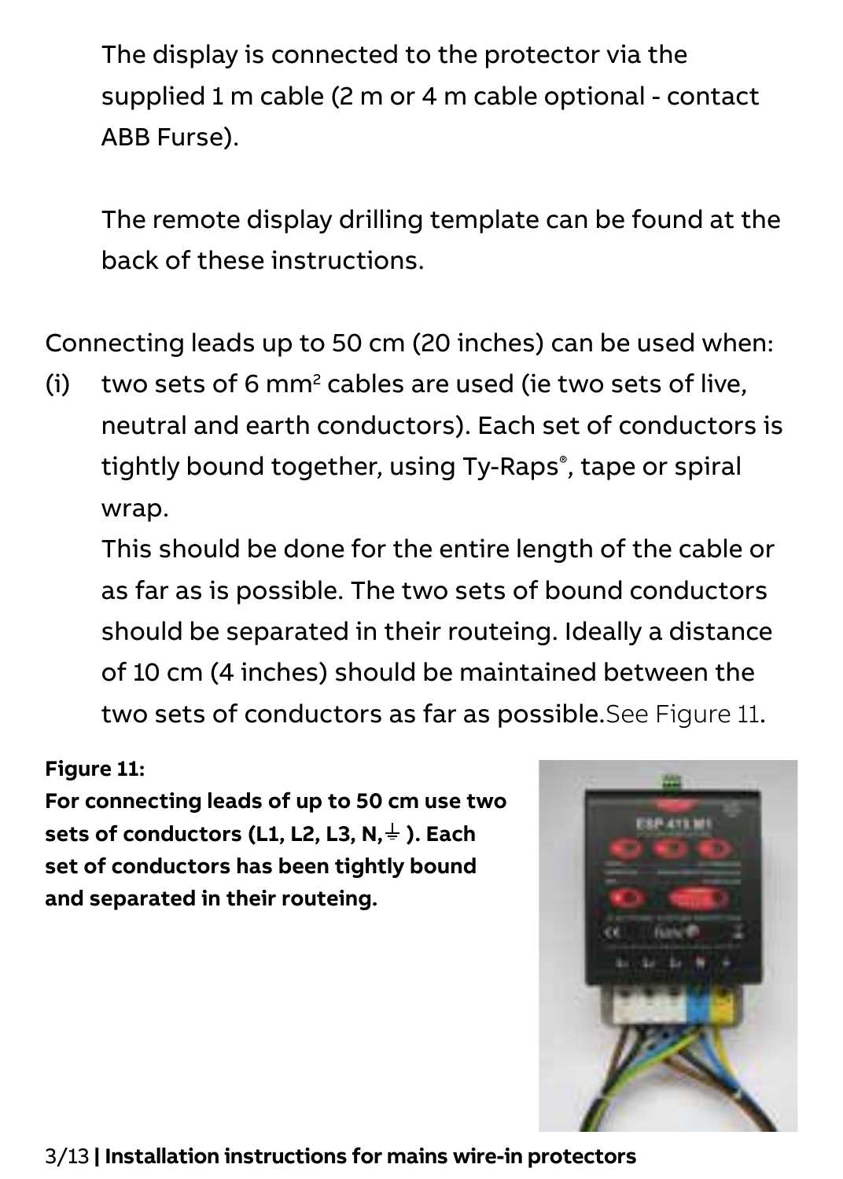The display is connected to the protector via the supplied 1 m cable (2 m or 4 m cable optional - contact ABB Furse).

The remote display drilling template can be found at the back of these instructions.

Connecting leads up to 50 cm (20 inches) can be used when:

(i) two sets of 6 mm$^2$ cables are used (ie two sets of live, neutral and earth conductors). Each set of conductors is tightly bound together, using Ty-Raps®, tape or spiral wrap.
This should be done for the entire length of the cable or as far as is possible. The two sets of bound conductors should be separated in their routeing. Ideally a distance of 10 cm (4 inches) should be maintained between the two sets of conductors as far as possible. See Figure 11.

**Figure 11:**
**For connecting leads of up to 50 cm use two sets of conductors (L1, L2, L3, N, ⏚ ). Each set of conductors has been tightly bound and separated in their routeing.**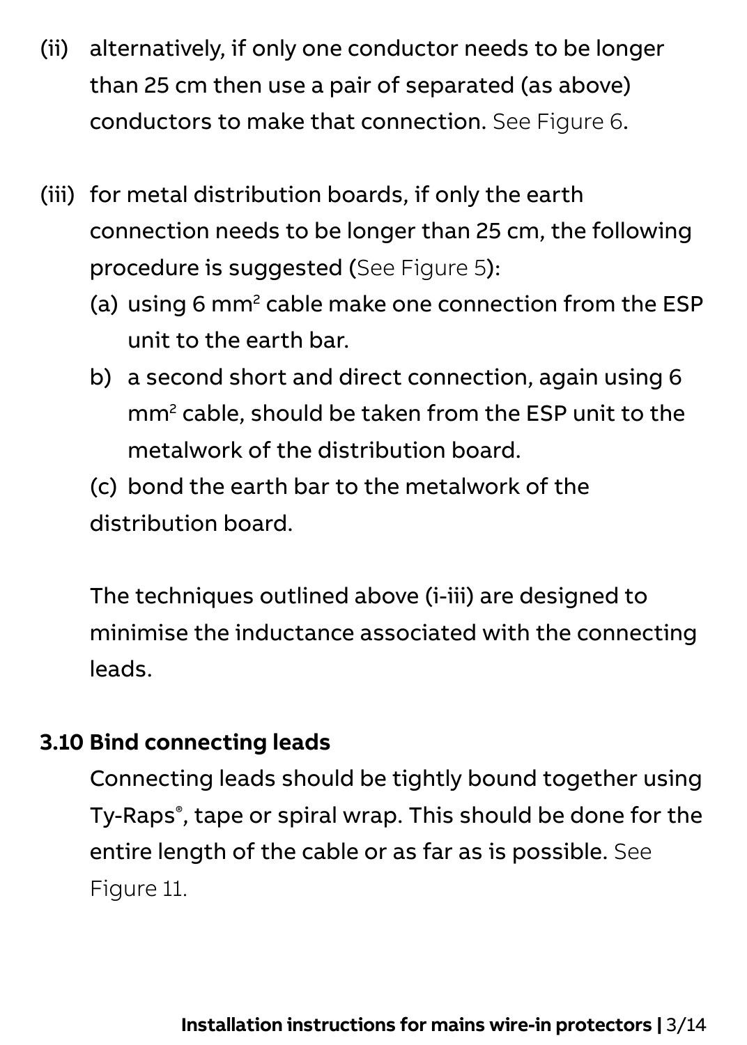(ii) alternatively, if only one conductor needs to be longer than 25 cm then use a pair of separated (as above) conductors to make that connection. See Figure 6.

(iii) for metal distribution boards, if only the earth connection needs to be longer than 25 cm, the following procedure is suggested (See Figure 5):

(a) using 6 $mm^2$ cable make one connection from the ESP unit to the earth bar.

b) a second short and direct connection, again using 6 $mm^2$ cable, should be taken from the ESP unit to the metalwork of the distribution board.

(c) bond the earth bar to the metalwork of the distribution board.

The techniques outlined above (i-iii) are designed to minimise the inductance associated with the connecting leads.

### 3.10 Bind connecting leads

Connecting leads should be tightly bound together using Ty-Raps®, tape or spiral wrap. This should be done for the entire length of the cable or as far as is possible. See Figure 11.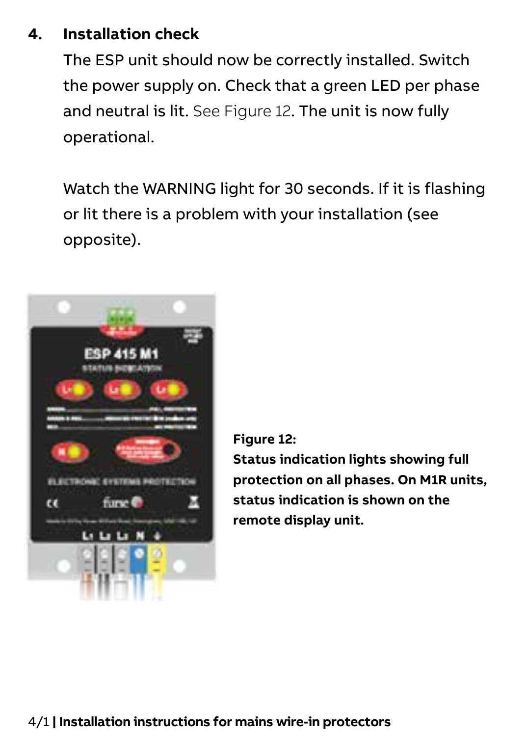## 4. Installation check

The ESP unit should now be correctly installed. Switch the power supply on. Check that a green LED per phase and neutral is lit. See Figure 12. The unit is now fully operational.

Watch the WARNING light for 30 seconds. If it is flashing or lit there is a problem with your installation (see opposite).

**Figure 12: Status indication lights showing full protection on all phases. On M1R units, status indication is shown on the remote display unit.**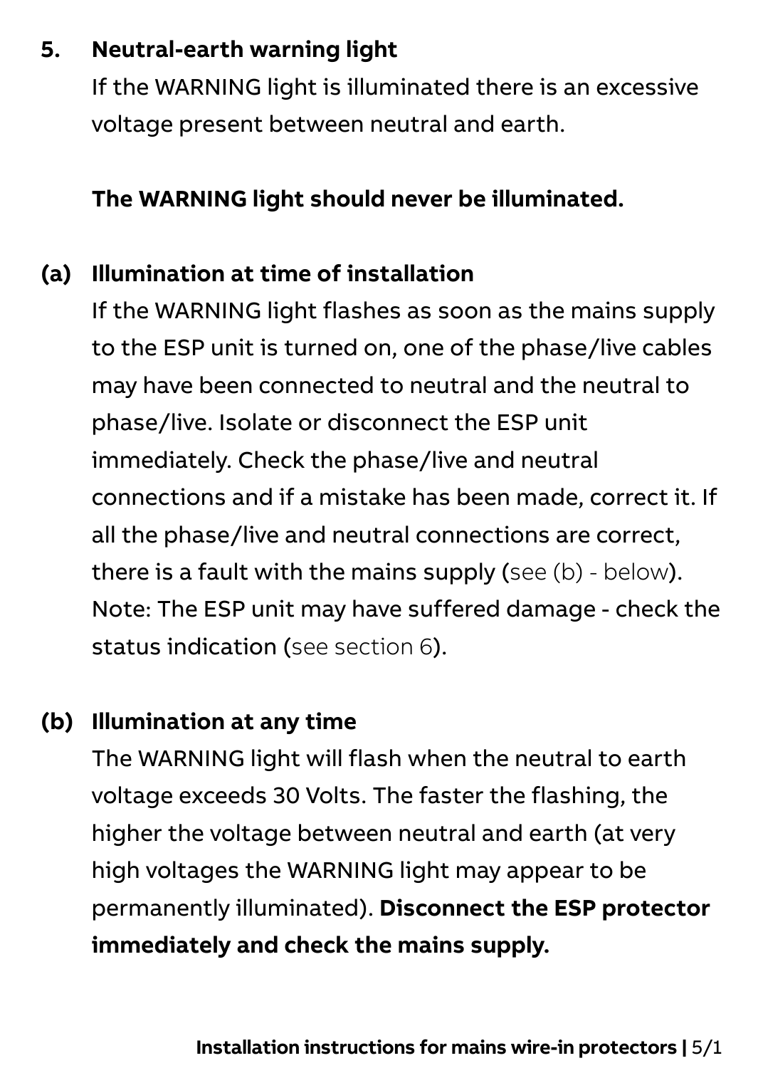## 5. Neutral-earth warning light

If the WARNING light is illuminated there is an excessive voltage present between neutral and earth.

**The WARNING light should never be illuminated.**

### (a) Illumination at time of installation

If the WARNING light flashes as soon as the mains supply to the ESP unit is turned on, one of the phase/live cables may have been connected to neutral and the neutral to phase/live. Isolate or disconnect the ESP unit immediately. Check the phase/live and neutral connections and if a mistake has been made, correct it. If all the phase/live and neutral connections are correct, there is a fault with the mains supply (see (b) - below). Note: The ESP unit may have suffered damage - check the status indication (see section 6).

### (b) Illumination at any time

The WARNING light will flash when the neutral to earth voltage exceeds 30 Volts. The faster the flashing, the higher the voltage between neutral and earth (at very high voltages the WARNING light may appear to be permanently illuminated). **Disconnect the ESP protector immediately and check the mains supply.**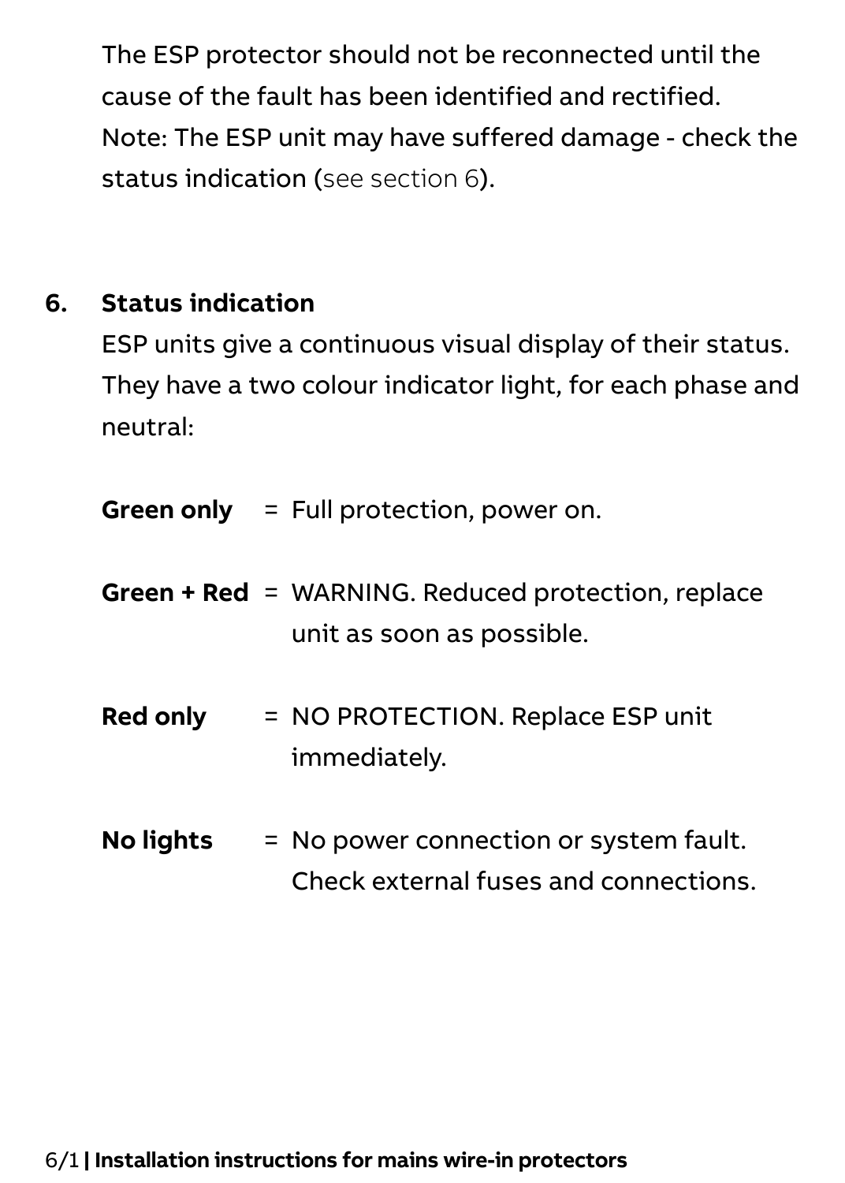The ESP protector should not be reconnected until the cause of the fault has been identified and rectified.
Note: The ESP unit may have suffered damage - check the status indication (see section 6).

## 6. Status indication

ESP units give a continuous visual display of their status. They have a two colour indicator light, for each phase and neutral:

**Green only** = Full protection, power on.

**Green + Red** = WARNING. Reduced protection, replace unit as soon as possible.

**Red only** = NO PROTECTION. Replace ESP unit immediately.

**No lights** = No power connection or system fault. Check external fuses and connections.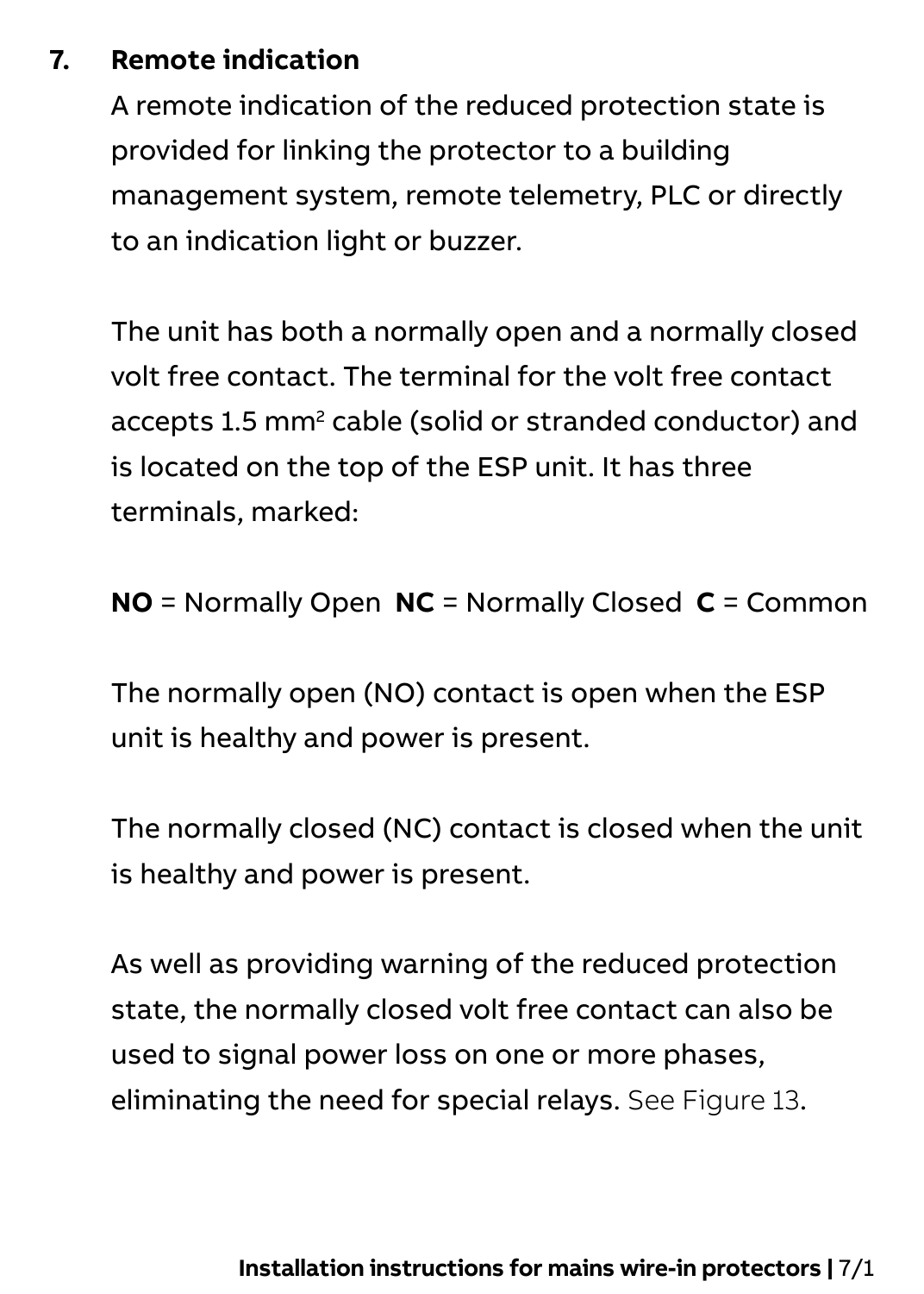## 7. Remote indication

A remote indication of the reduced protection state is provided for linking the protector to a building management system, remote telemetry, PLC or directly to an indication light or buzzer.

The unit has both a normally open and a normally closed volt free contact. The terminal for the volt free contact accepts 1.5 $mm^2$ cable (solid or stranded conductor) and is located on the top of the ESP unit. It has three terminals, marked:

**NO** = Normally Open **NC** = Normally Closed **C** = Common

The normally open (NO) contact is open when the ESP unit is healthy and power is present.

The normally closed (NC) contact is closed when the unit is healthy and power is present.

As well as providing warning of the reduced protection state, the normally closed volt free contact can also be used to signal power loss on one or more phases, eliminating the need for special relays. See Figure 13.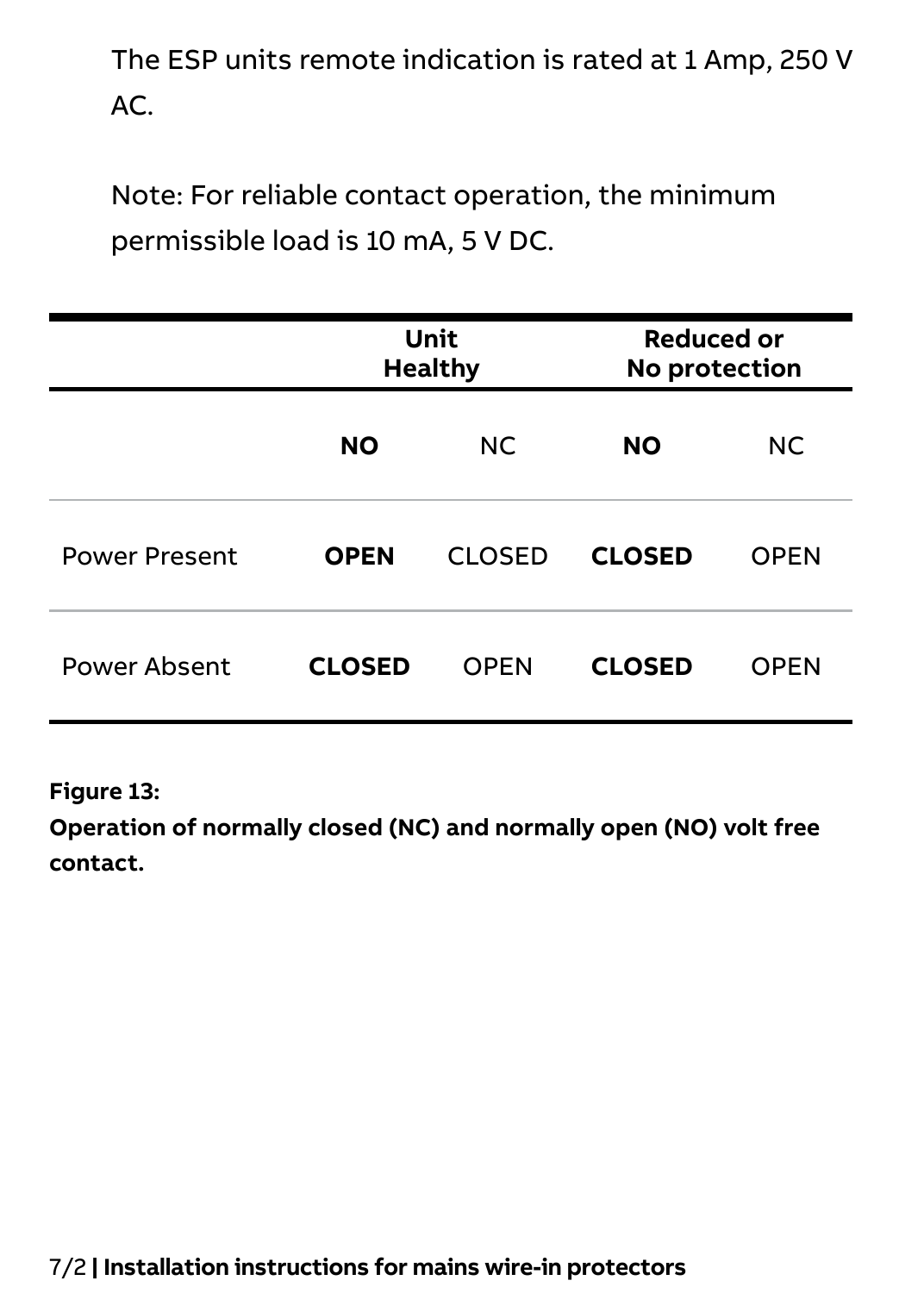The ESP units remote indication is rated at 1 Amp, 250 V AC.

Note: For reliable contact operation, the minimum permissible load is 10 mA, 5 V DC.

| | **Unit Healthy** | | **Reduced or No protection** | |
|---|---|---|---|---|
| | **NO** | NC | **NO** | NC |
| Power Present | **OPEN** | CLOSED | **CLOSED** | OPEN |
| Power Absent | **CLOSED** | OPEN | **CLOSED** | OPEN |

**Figure 13:**
**Operation of normally closed (NC) and normally open (NO) volt free contact.**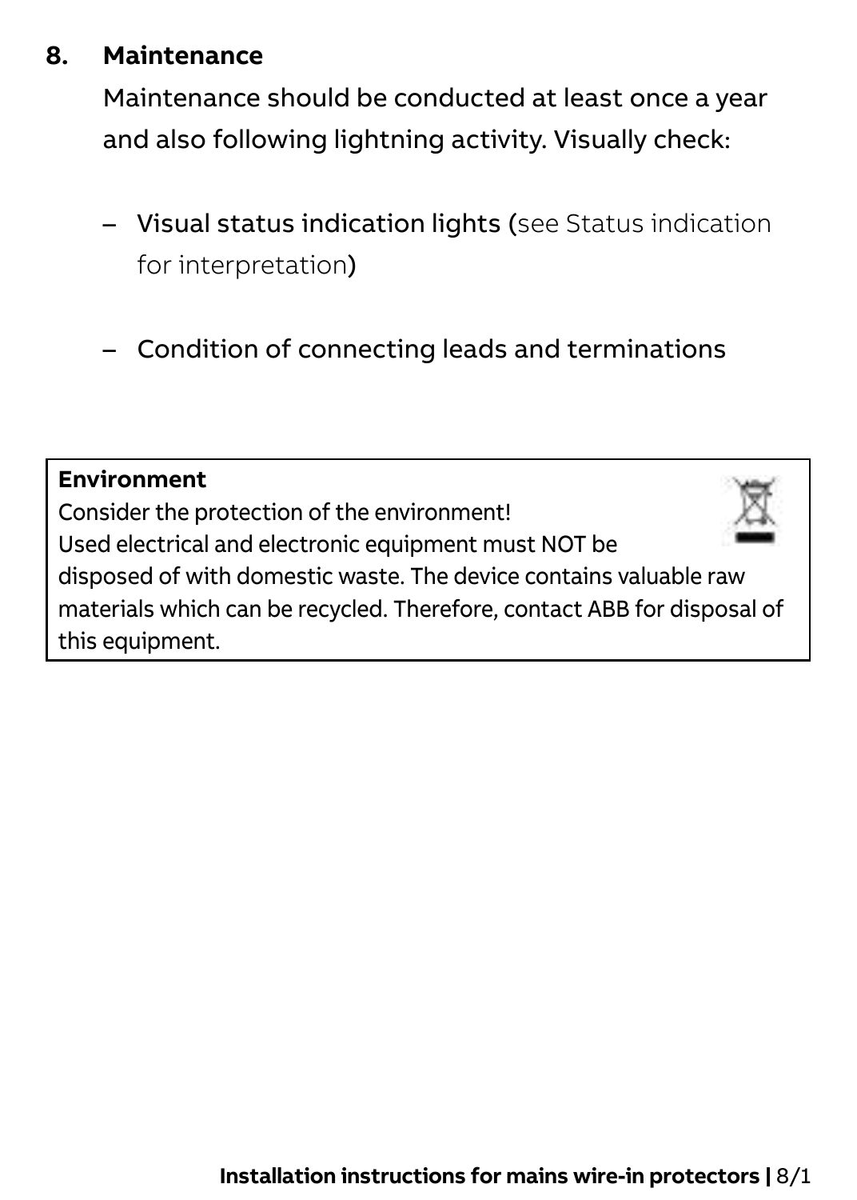## 8. Maintenance

Maintenance should be conducted at least once a year and also following lightning activity. Visually check:

- Visual status indication lights (see Status indication for interpretation)
- Condition of connecting leads and terminations

**Environment**

Consider the protection of the environment!
Used electrical and electronic equipment must NOT be disposed of with domestic waste. The device contains valuable raw materials which can be recycled. Therefore, contact ABB for disposal of this equipment.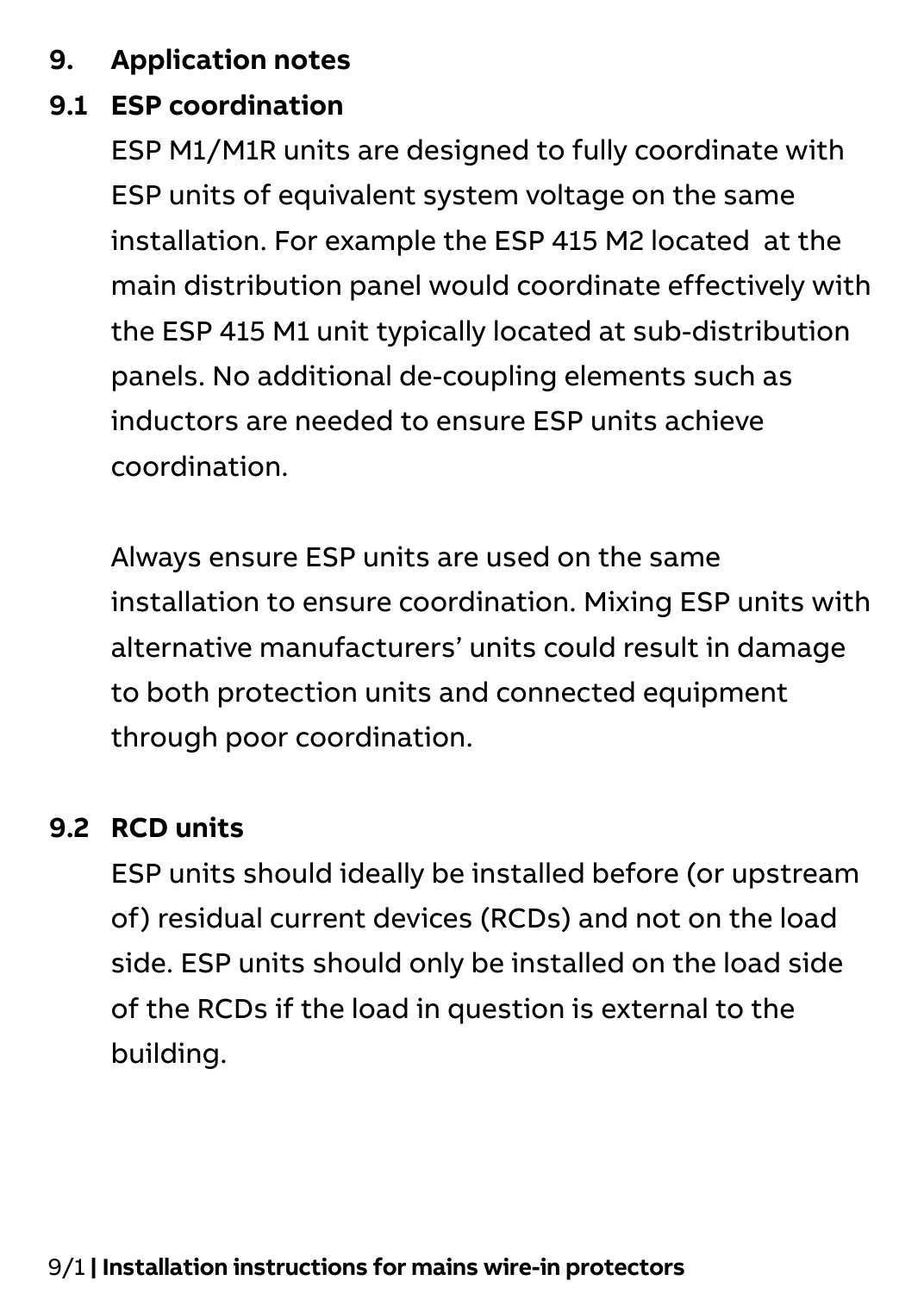## 9. Application notes

### 9.1 ESP coordination

ESP M1/M1R units are designed to fully coordinate with ESP units of equivalent system voltage on the same installation. For example the ESP 415 M2 located at the main distribution panel would coordinate effectively with the ESP 415 M1 unit typically located at sub-distribution panels. No additional de-coupling elements such as inductors are needed to ensure ESP units achieve coordination.

Always ensure ESP units are used on the same installation to ensure coordination. Mixing ESP units with alternative manufacturers' units could result in damage to both protection units and connected equipment through poor coordination.

### 9.2 RCD units

ESP units should ideally be installed before (or upstream of) residual current devices (RCDs) and not on the load side. ESP units should only be installed on the load side of the RCDs if the load in question is external to the building.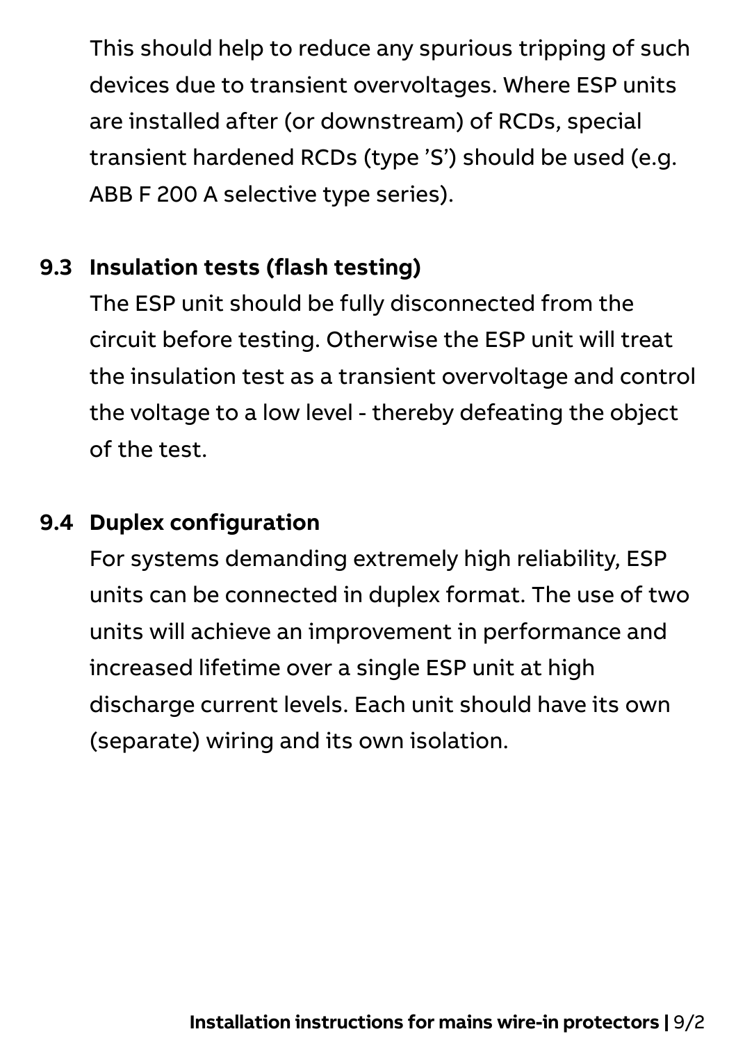This should help to reduce any spurious tripping of such devices due to transient overvoltages. Where ESP units are installed after (or downstream) of RCDs, special transient hardened RCDs (type 'S') should be used (e.g. ABB F 200 A selective type series).

### 9.3 Insulation tests (flash testing)

The ESP unit should be fully disconnected from the circuit before testing. Otherwise the ESP unit will treat the insulation test as a transient overvoltage and control the voltage to a low level - thereby defeating the object of the test.

### 9.4 Duplex configuration

For systems demanding extremely high reliability, ESP units can be connected in duplex format. The use of two units will achieve an improvement in performance and increased lifetime over a single ESP unit at high discharge current levels. Each unit should have its own (separate) wiring and its own isolation.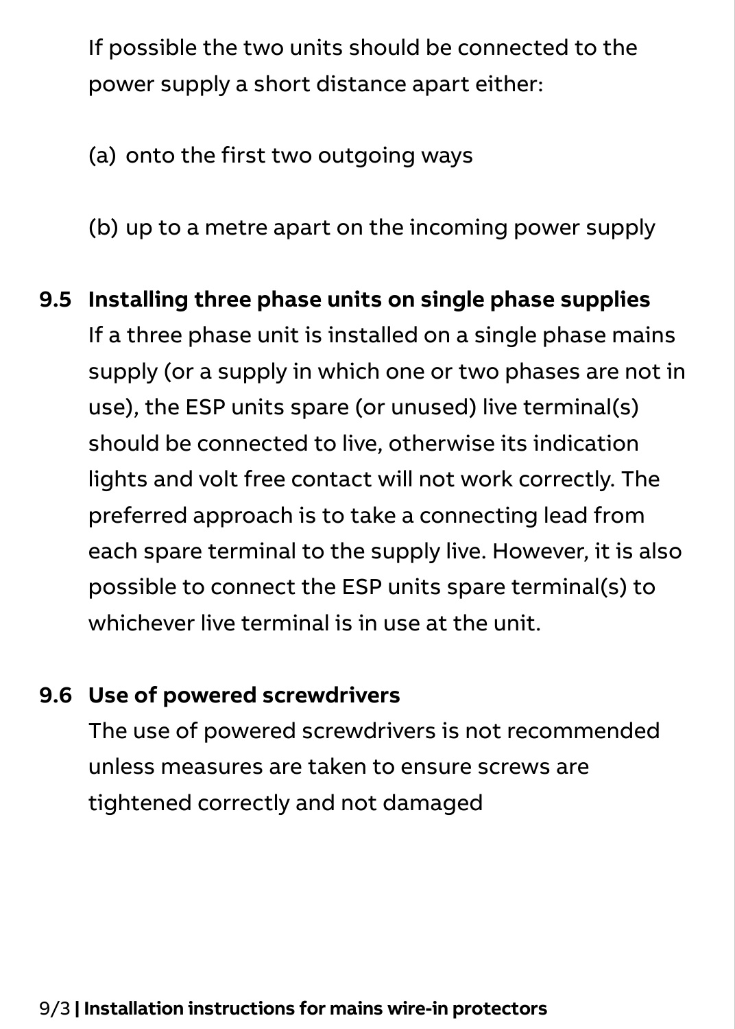If possible the two units should be connected to the power supply a short distance apart either:

(a) onto the first two outgoing ways

(b) up to a metre apart on the incoming power supply

### 9.5 Installing three phase units on single phase supplies

If a three phase unit is installed on a single phase mains supply (or a supply in which one or two phases are not in use), the ESP units spare (or unused) live terminal(s) should be connected to live, otherwise its indication lights and volt free contact will not work correctly. The preferred approach is to take a connecting lead from each spare terminal to the supply live. However, it is also possible to connect the ESP units spare terminal(s) to whichever live terminal is in use at the unit.

### 9.6 Use of powered screwdrivers

The use of powered screwdrivers is not recommended unless measures are taken to ensure screws are tightened correctly and not damaged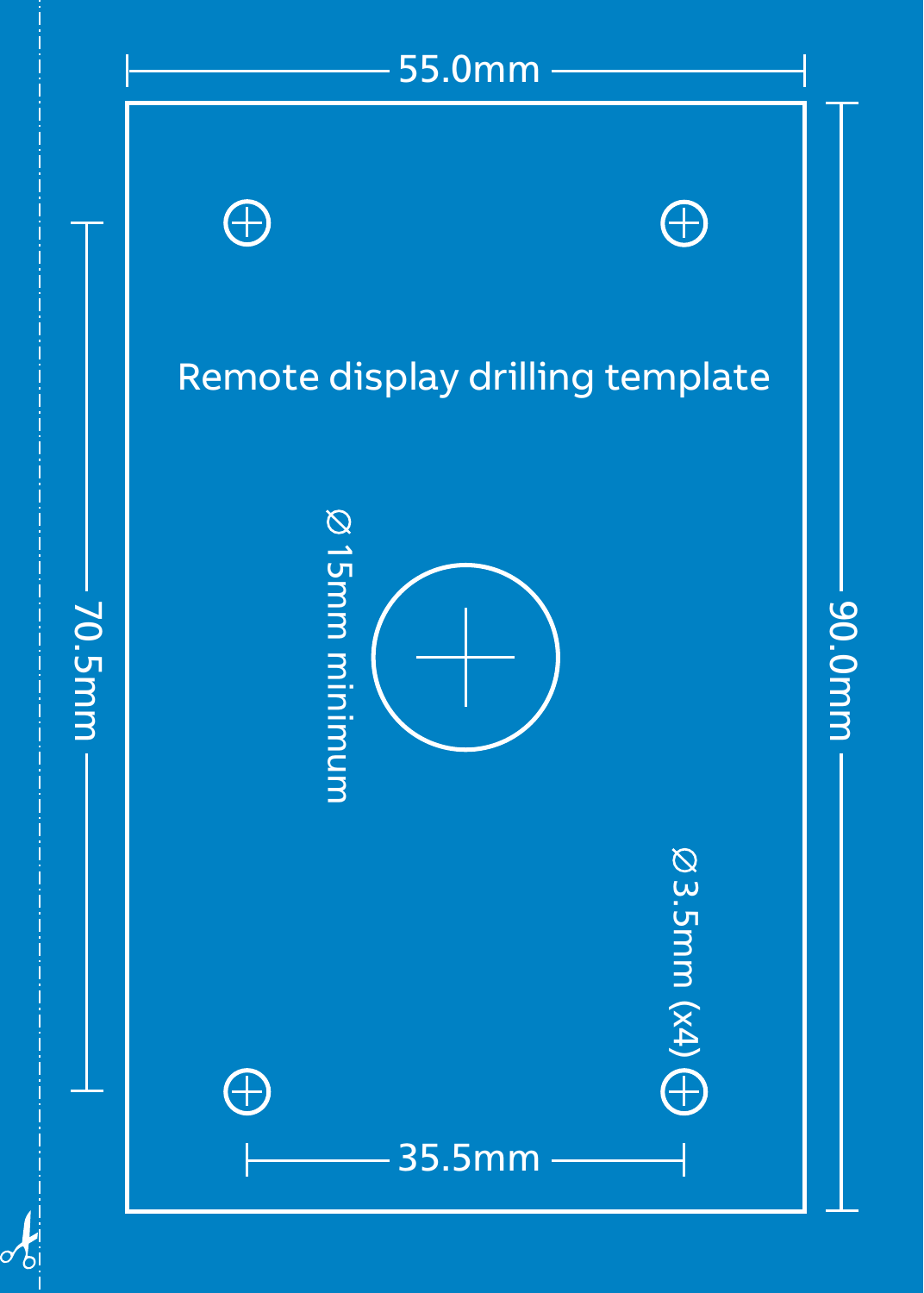# Remote display drilling template

55.0mm

90.0mm

70.5mm

35.5mm

Ø 15mm minimum

Ø 3.5mm (x4)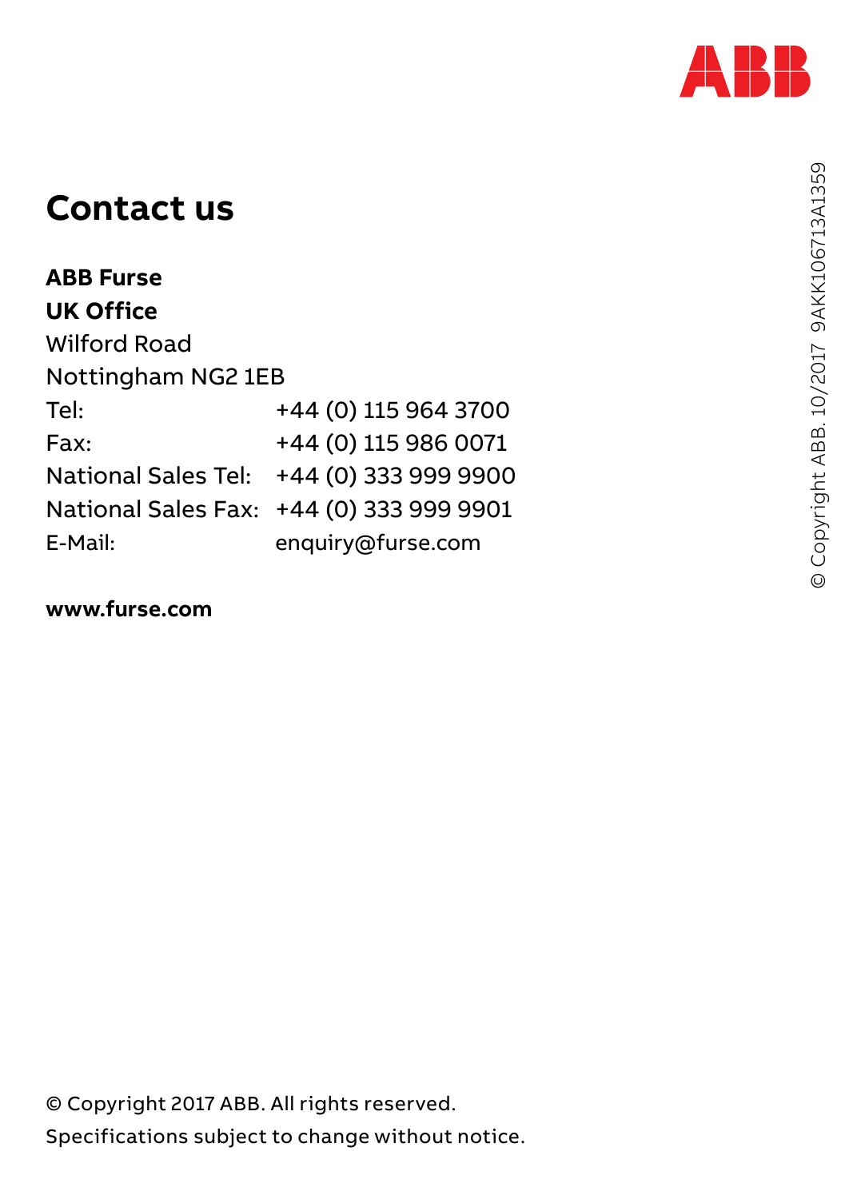# Contact us

**ABB Furse**
**UK Office**
Wilford Road
Nottingham NG2 1EB

| | |
|---|---|
| Tel: | +44 (0) 115 964 3700 |
| Fax: | +44 (0) 115 986 0071 |
| National Sales Tel: | +44 (0) 333 999 9900 |
| National Sales Fax: | +44 (0) 333 999 9901 |
| E-Mail: | enquiry@furse.com |

**www.furse.com**

© Copyright ABB. 10/2017 9AKK106713A1359

© Copyright 2017 ABB. All rights reserved.
Specifications subject to change without notice.